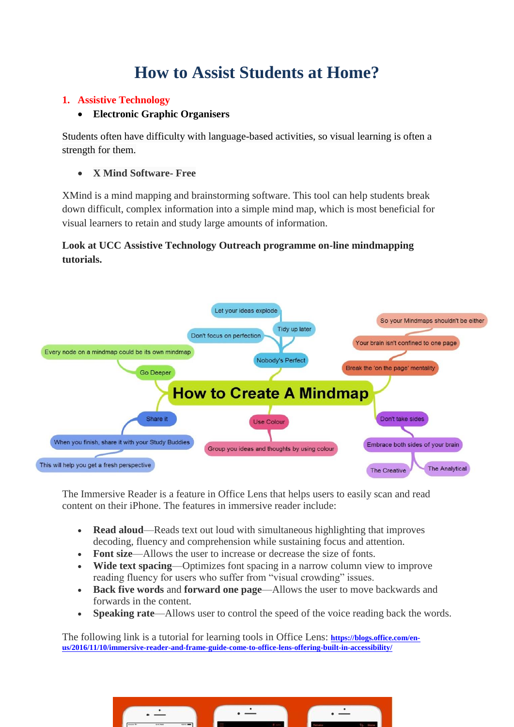# How to Assist Students at Home?

## 1. Assistive Technology

- **Electronic Graphic Organisers**

Students often have difficulty with language-based activities, so visual learning is often a strength for them.

- **X Mind Software- Free**

XMind is a mind mapping and brainstorming software. This tool can help students break down difficult, complex information into a simple mind map, which is most beneficial for visual learners to retain and study large amounts of information.

**Look at UCC Assistive Technology Outreach programme on-line mindmapping tutorials.**

The Immersive Reader is a feature in Office Lens that helps users to easily scan and read content on their iPhone. The features in immersive reader include:

- **Read aloud**—Reads text out loud with simultaneous highlighting that improves decoding, fluency and comprehension while sustaining focus and attention.
- **Font size**—Allows the user to increase or decrease the size of fonts.
- **Wide text spacing**—Optimizes font spacing in a narrow column view to improve reading fluency for users who suffer from "visual crowding" issues.
- **Back five words** and **forward one page**—Allows the user to move backwards and forwards in the content.
- **Speaking rate**—Allows user to control the speed of the voice reading back the words.

The following link is a tutorial for learning tools in Office Lens: **https://blogs.office.com/en-us/2016/11/10/immersive-reader-and-frame-guide-come-to-office-lens-offering-built-in-accessibility/**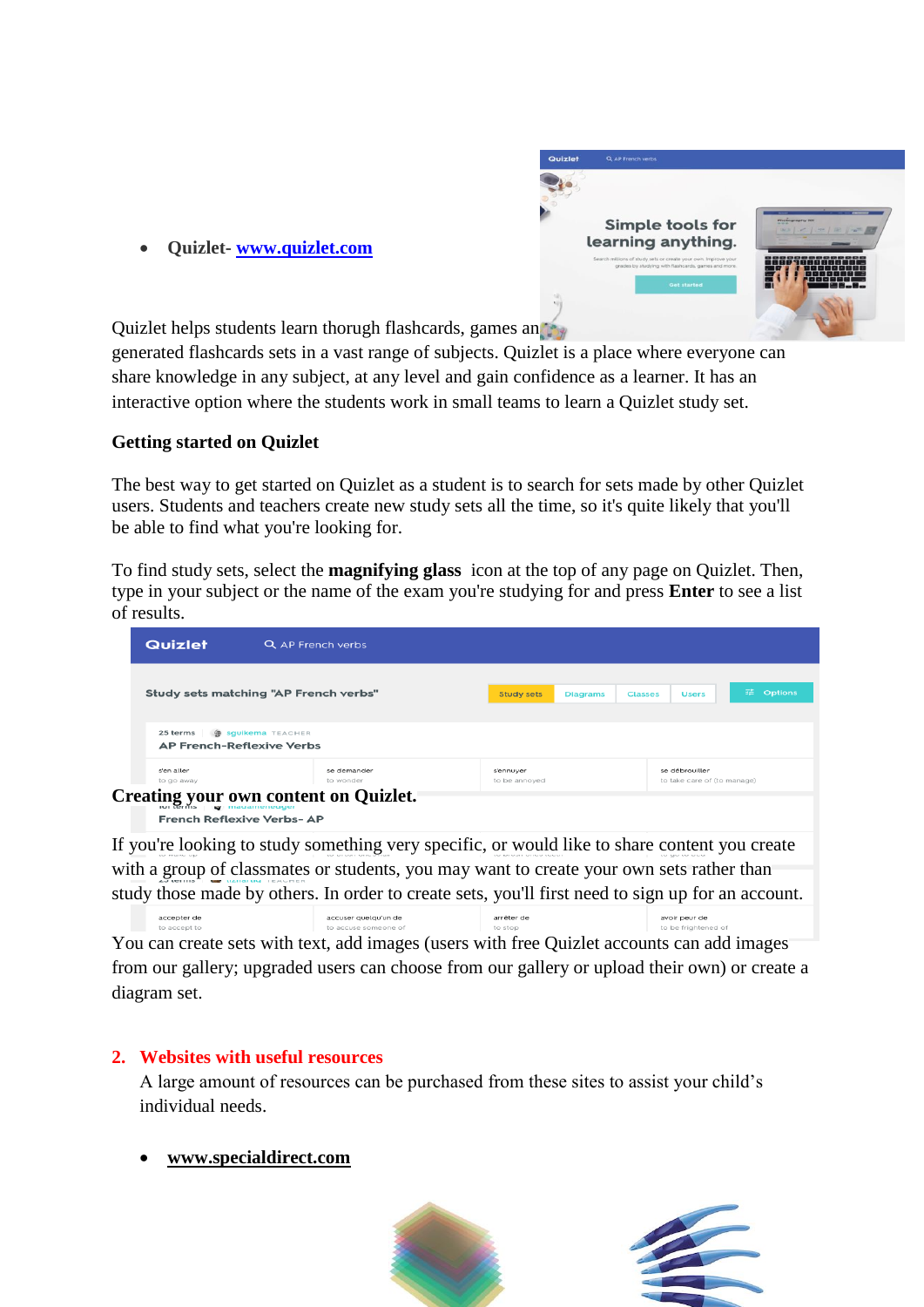- **Quizlet- www.quizlet.com**

Quizlet helps students learn thorugh flashcards, games an[d user] generated flashcards sets in a vast range of subjects. Quizlet is a place where everyone can share knowledge in any subject, at any level and gain confidence as a learner. It has an interactive option where the students work in small teams to learn a Quizlet study set.

**Getting started on Quizlet**

The best way to get started on Quizlet as a student is to search for sets made by other Quizlet users. Students and teachers create new study sets all the time, so it's quite likely that you'll be able to find what you're looking for.

To find study sets, select the **magnifying glass** icon at the top of any page on Quizlet. Then, type in your subject or the name of the exam you're studying for and press **Enter** to see a list of results.

**Creating your own content on Quizlet.**

If you're looking to study something very specific, or would like to share content you create with a group of classmates or students, you may want to create your own sets rather than study those made by others. In order to create sets, you'll first need to sign up for an account.

You can create sets with text, add images (users with free Quizlet accounts can add images from our gallery; upgraded users can choose from our gallery or upload their own) or create a diagram set.

## 2. Websites with useful resources

A large amount of resources can be purchased from these sites to assist your child's individual needs.

- **www.specialdirect.com**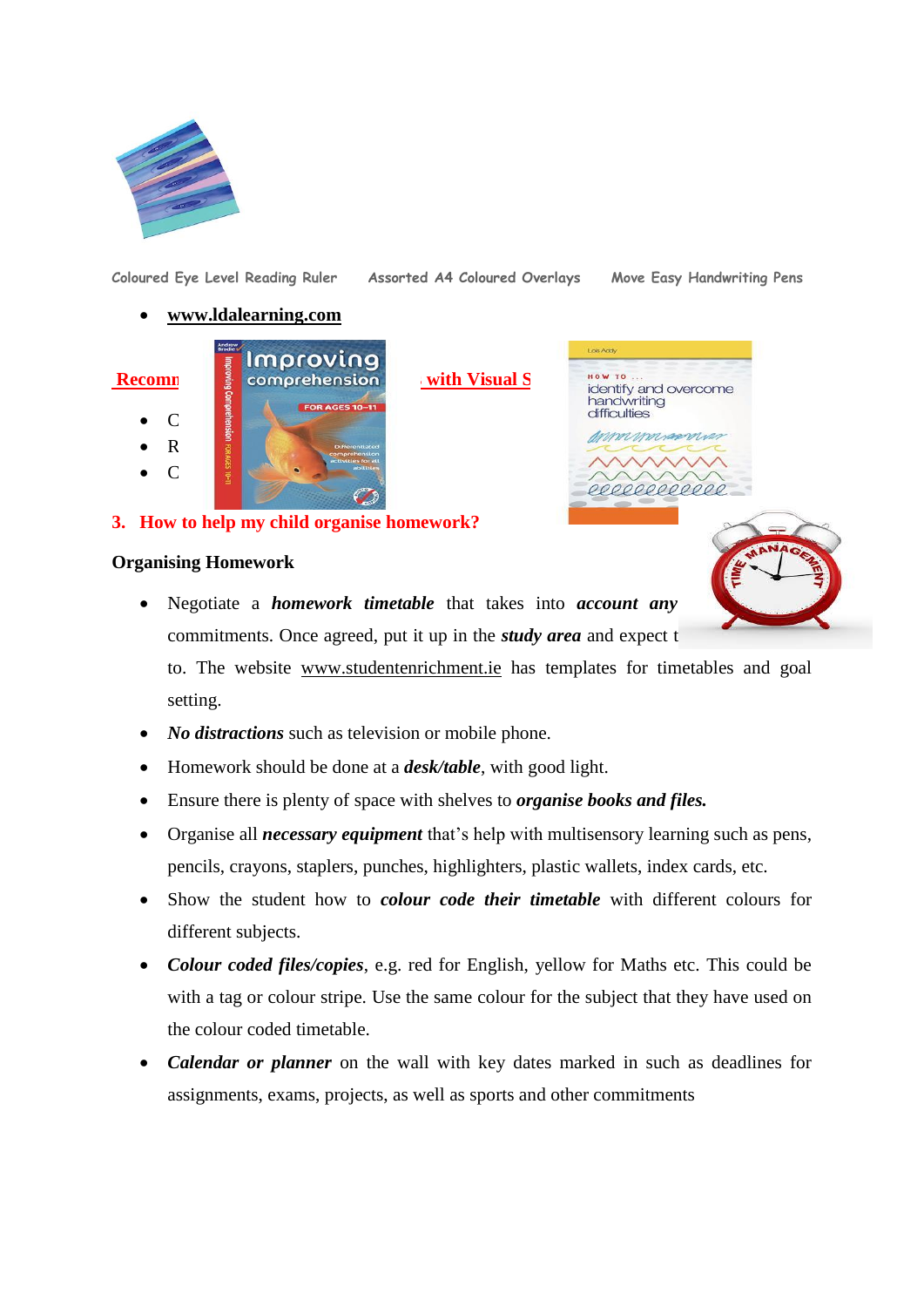Coloured Eye Level Reading Ruler     Assorted A4 Coloured Overlays     Move Easy Handwriting Pens

- www.ldalearning.com

Recomm ... with Visual S

- C
- R
- C

## 3. How to help my child organise homework?

**Organising Homework**

- Negotiate a ***homework timetable*** that takes into ***account any*** commitments. Once agreed, put it up in the ***study area*** and expect t to. The website www.studentenrichment.ie has templates for timetables and goal setting.
- ***No distractions*** such as television or mobile phone.
- Homework should be done at a ***desk/table***, with good light.
- Ensure there is plenty of space with shelves to ***organise books and files.***
- Organise all ***necessary equipment*** that's help with multisensory learning such as pens, pencils, crayons, staplers, punches, highlighters, plastic wallets, index cards, etc.
- Show the student how to ***colour code their timetable*** with different colours for different subjects.
- ***Colour coded files/copies***, e.g. red for English, yellow for Maths etc. This could be with a tag or colour stripe. Use the same colour for the subject that they have used on the colour coded timetable.
- ***Calendar or planner*** on the wall with key dates marked in such as deadlines for assignments, exams, projects, as well as sports and other commitments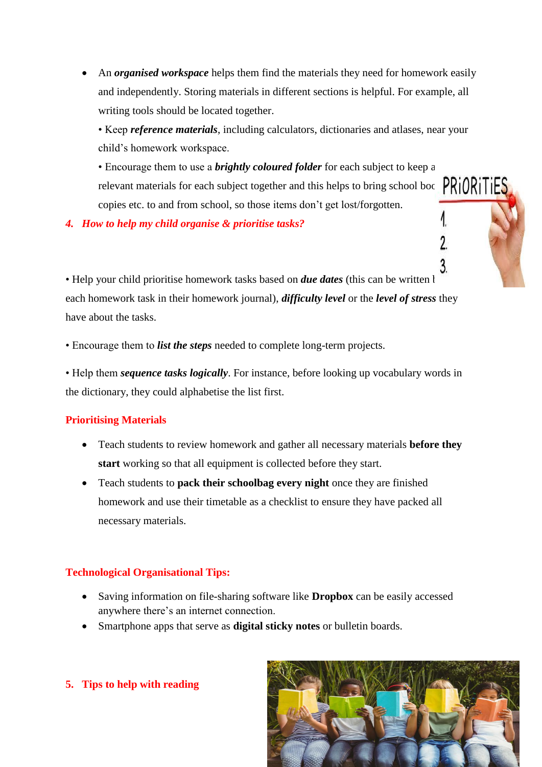- An ***organised workspace*** helps them find the materials they need for homework easily and independently. Storing materials in different sections is helpful. For example, all writing tools should be located together.

  • Keep ***reference materials***, including calculators, dictionaries and atlases, near your child's homework workspace.

  • Encourage them to use a ***brightly coloured folder*** for each subject to keep a relevant materials for each subject together and this helps to bring school boc copies etc. to and from school, so those items don't get lost/forgotten.

## 4. *How to help my child organise & prioritise tasks?*

• Help your child prioritise homework tasks based on ***due dates*** (this can be written I each homework task in their homework journal), ***difficulty level*** or the ***level of stress*** they have about the tasks.

• Encourage them to ***list the steps*** needed to complete long-term projects.

• Help them ***sequence tasks logically***. For instance, before looking up vocabulary words in the dictionary, they could alphabetise the list first.

### Prioritising Materials

- Teach students to review homework and gather all necessary materials **before they start** working so that all equipment is collected before they start.
- Teach students to **pack their schoolbag every night** once they are finished homework and use their timetable as a checklist to ensure they have packed all necessary materials.

### Technological Organisational Tips:

- Saving information on file-sharing software like **Dropbox** can be easily accessed anywhere there's an internet connection.
- Smartphone apps that serve as **digital sticky notes** or bulletin boards.

## 5. Tips to help with reading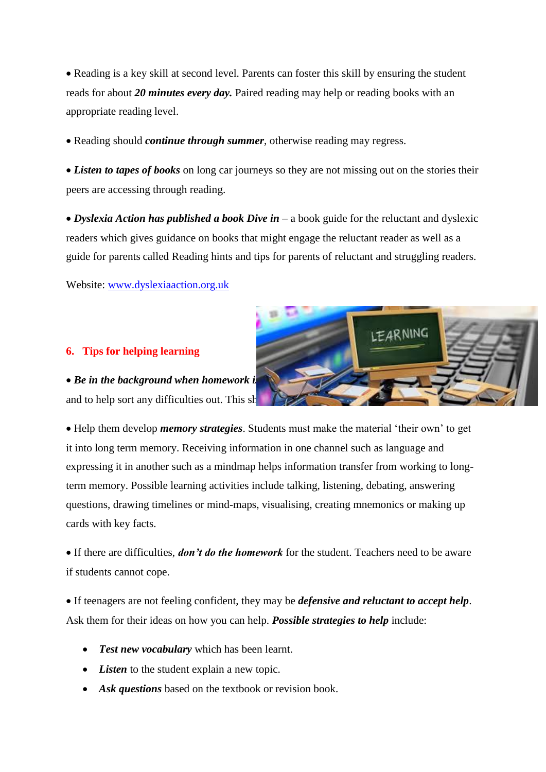- Reading is a key skill at second level. Parents can foster this skill by ensuring the student reads for about ***20 minutes every day.*** Paired reading may help or reading books with an appropriate reading level.

- Reading should ***continue through summer***, otherwise reading may regress.

- ***Listen to tapes of books*** on long car journeys so they are not missing out on the stories their peers are accessing through reading.

- ***Dyslexia Action has published a book Dive in*** – a book guide for the reluctant and dyslexic readers which gives guidance on books that might engage the reluctant reader as well as a guide for parents called Reading hints and tips for parents of reluctant and struggling readers.

Website: [www.dyslexiaaction.org.uk](http://www.dyslexiaaction.org.uk)

## 6. Tips for helping learning

- ***Be in the background when homework i*** and to help sort any difficulties out. This sh

- Help them develop ***memory strategies***. Students must make the material 'their own' to get it into long term memory. Receiving information in one channel such as language and expressing it in another such as a mindmap helps information transfer from working to long-term memory. Possible learning activities include talking, listening, debating, answering questions, drawing timelines or mind-maps, visualising, creating mnemonics or making up cards with key facts.

- If there are difficulties, ***don't do the homework*** for the student. Teachers need to be aware if students cannot cope.

- If teenagers are not feeling confident, they may be ***defensive and reluctant to accept help***. Ask them for their ideas on how you can help. ***Possible strategies to help*** include:

  - ***Test new vocabulary*** which has been learnt.
  - ***Listen*** to the student explain a new topic.
  - ***Ask questions*** based on the textbook or revision book.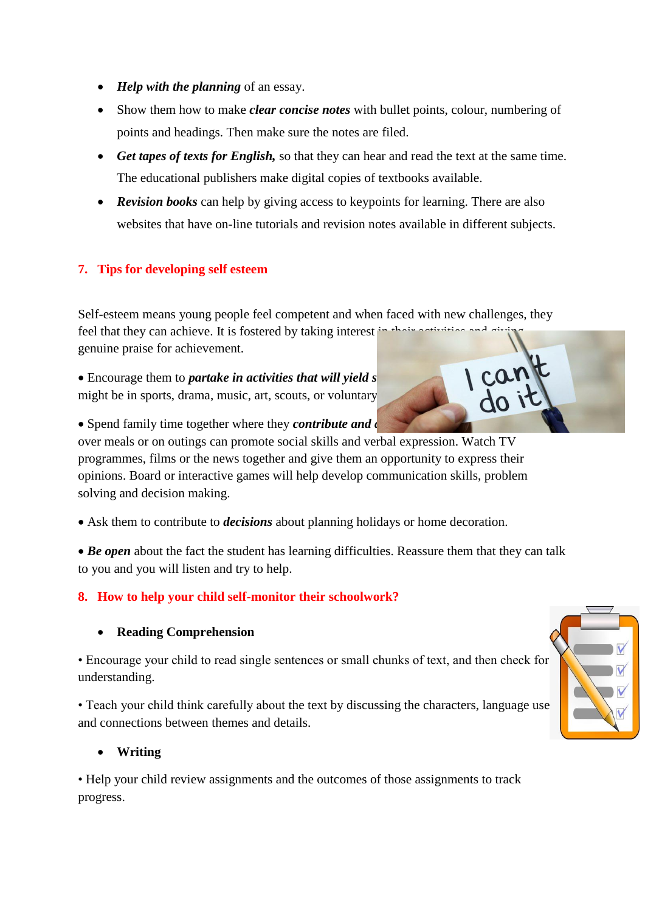- ***Help with the planning*** of an essay.
- Show them how to make ***clear concise notes*** with bullet points, colour, numbering of points and headings. Then make sure the notes are filed.
- ***Get tapes of texts for English,*** so that they can hear and read the text at the same time. The educational publishers make digital copies of textbooks available.
- ***Revision books*** can help by giving access to keypoints for learning. There are also websites that have on-line tutorials and revision notes available in different subjects.

## 7. Tips for developing self esteem

Self-esteem means young people feel competent and when faced with new challenges, they feel that they can achieve. It is fostered by taking interest in their activities and giving genuine praise for achievement.

• Encourage them to ***partake in activities that will yield s*** might be in sports, drama, music, art, scouts, or voluntary

• Spend family time together where they ***contribute and*** over meals or on outings can promote social skills and verbal expression. Watch TV programmes, films or the news together and give them an opportunity to express their opinions. Board or interactive games will help develop communication skills, problem solving and decision making.

• Ask them to contribute to ***decisions*** about planning holidays or home decoration.

• ***Be open*** about the fact the student has learning difficulties. Reassure them that they can talk to you and you will listen and try to help.

## 8. How to help your child self-monitor their schoolwork?

- **Reading Comprehension**

• Encourage your child to read single sentences or small chunks of text, and then check for understanding.

• Teach your child think carefully about the text by discussing the characters, language use and connections between themes and details.

- **Writing**

• Help your child review assignments and the outcomes of those assignments to track progress.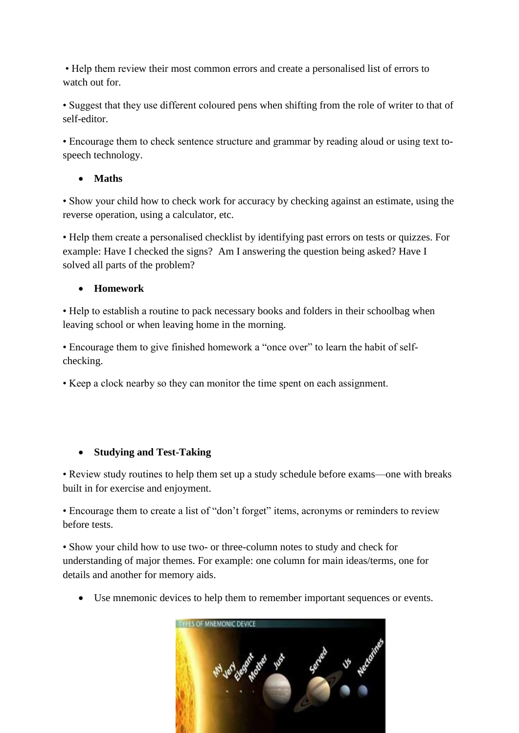• Help them review their most common errors and create a personalised list of errors to watch out for.

• Suggest that they use different coloured pens when shifting from the role of writer to that of self-editor.

• Encourage them to check sentence structure and grammar by reading aloud or using text to-speech technology.

- **Maths**

• Show your child how to check work for accuracy by checking against an estimate, using the reverse operation, using a calculator, etc.

• Help them create a personalised checklist by identifying past errors on tests or quizzes. For example: Have I checked the signs? Am I answering the question being asked? Have I solved all parts of the problem?

- **Homework**

• Help to establish a routine to pack necessary books and folders in their schoolbag when leaving school or when leaving home in the morning.

• Encourage them to give finished homework a "once over" to learn the habit of self-checking.

• Keep a clock nearby so they can monitor the time spent on each assignment.

- **Studying and Test-Taking**

• Review study routines to help them set up a study schedule before exams—one with breaks built in for exercise and enjoyment.

• Encourage them to create a list of "don't forget" items, acronyms or reminders to review before tests.

• Show your child how to use two- or three-column notes to study and check for understanding of major themes. For example: one column for main ideas/terms, one for details and another for memory aids.

- Use mnemonic devices to help them to remember important sequences or events.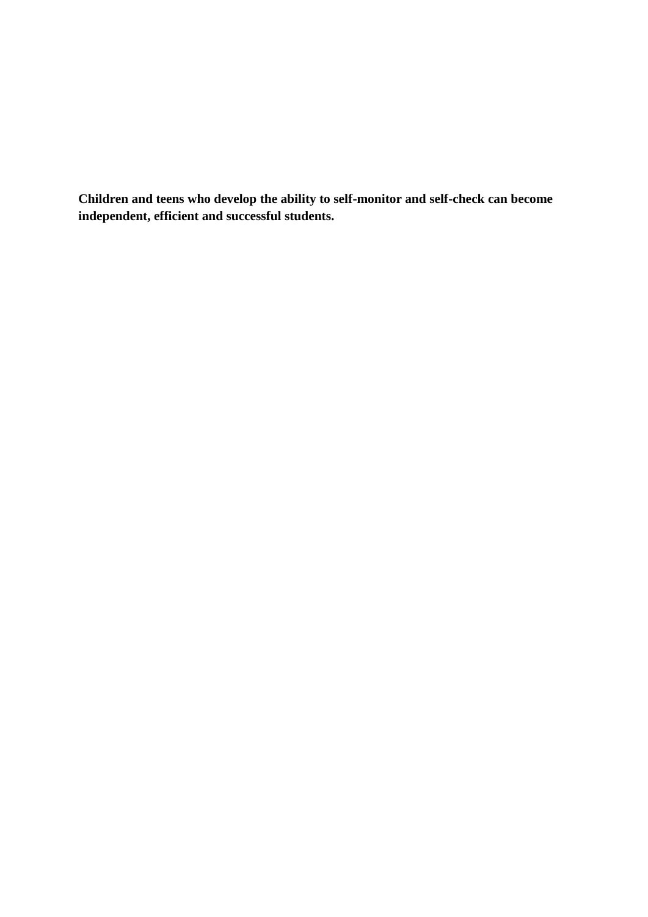**Children and teens who develop the ability to self-monitor and self-check can become independent, efficient and successful students.**